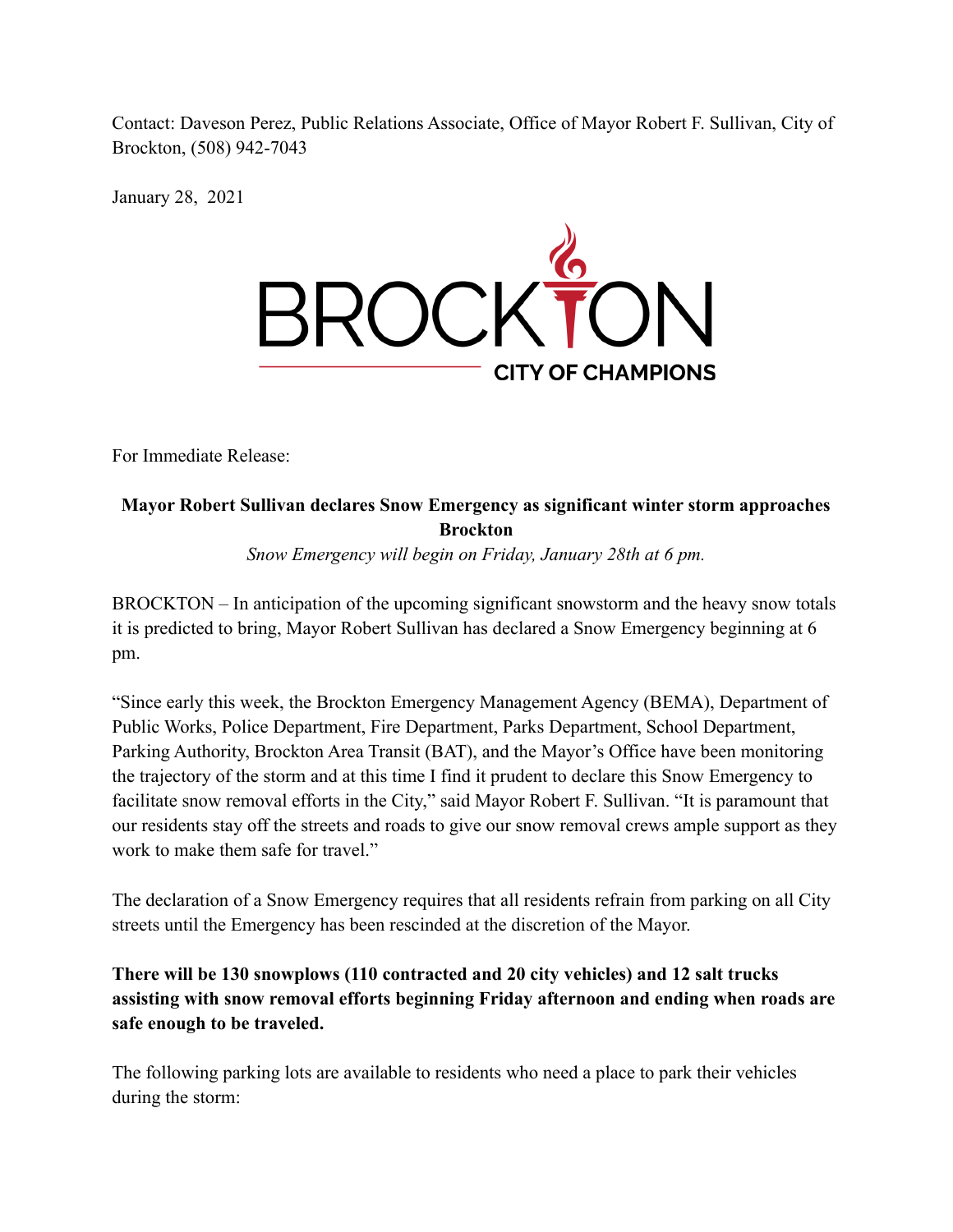Contact: Daveson Perez, Public Relations Associate, Office of Mayor Robert F. Sullivan, City of Brockton, (508) 942-7043

January 28, 2021

BROCKTON
CITY OF CHAMPIONS

For Immediate Release:

**Mayor Robert Sullivan declares Snow Emergency as significant winter storm approaches Brockton**

*Snow Emergency will begin on Friday, January 28th at 6 pm.*

BROCKTON – In anticipation of the upcoming significant snowstorm and the heavy snow totals it is predicted to bring, Mayor Robert Sullivan has declared a Snow Emergency beginning at 6 pm.

"Since early this week, the Brockton Emergency Management Agency (BEMA), Department of Public Works, Police Department, Fire Department, Parks Department, School Department, Parking Authority, Brockton Area Transit (BAT), and the Mayor's Office have been monitoring the trajectory of the storm and at this time I find it prudent to declare this Snow Emergency to facilitate snow removal efforts in the City," said Mayor Robert F. Sullivan. "It is paramount that our residents stay off the streets and roads to give our snow removal crews ample support as they work to make them safe for travel."

The declaration of a Snow Emergency requires that all residents refrain from parking on all City streets until the Emergency has been rescinded at the discretion of the Mayor.

**There will be 130 snowplows (110 contracted and 20 city vehicles) and 12 salt trucks assisting with snow removal efforts beginning Friday afternoon and ending when roads are safe enough to be traveled.**

The following parking lots are available to residents who need a place to park their vehicles during the storm: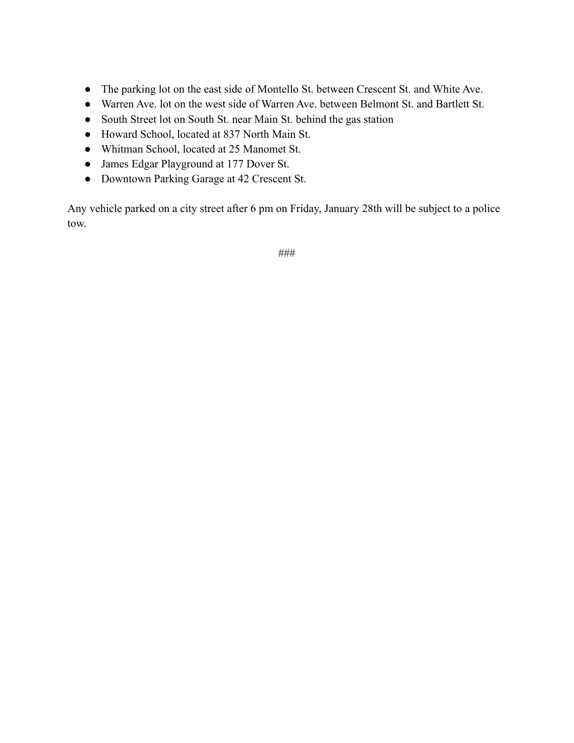- The parking lot on the east side of Montello St. between Crescent St. and White Ave.
- Warren Ave. lot on the west side of Warren Ave. between Belmont St. and Bartlett St.
- South Street lot on South St. near Main St. behind the gas station
- Howard School, located at 837 North Main St.
- Whitman School, located at 25 Manomet St.
- James Edgar Playground at 177 Dover St.
- Downtown Parking Garage at 42 Crescent St.

Any vehicle parked on a city street after 6 pm on Friday, January 28th will be subject to a police tow.

###